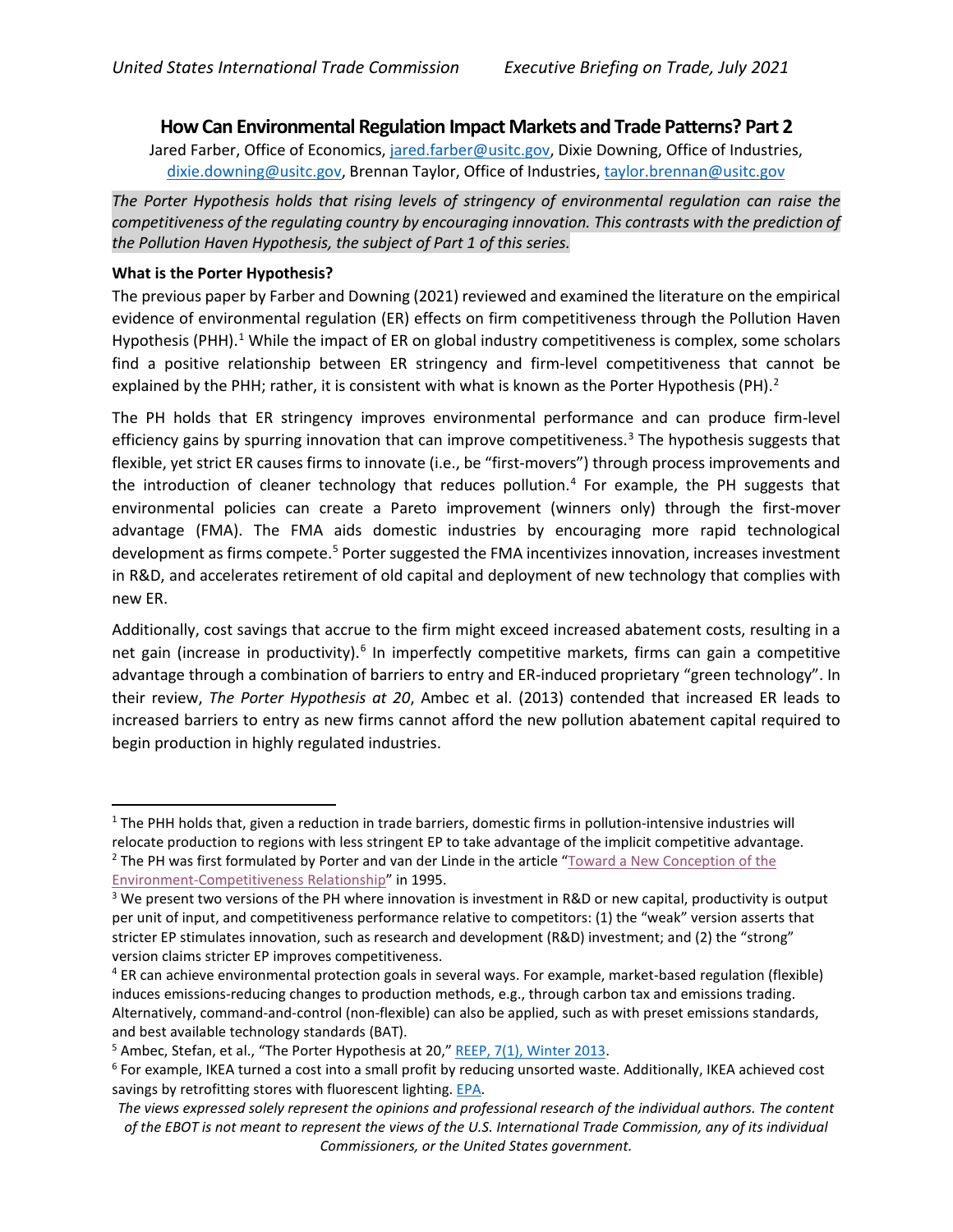# How Can Environmental Regulation Impact Markets and Trade Patterns? Part 2

Jared Farber, Office of Economics, jared.farber@usitc.gov, Dixie Downing, Office of Industries, dixie.downing@usitc.gov, Brennan Taylor, Office of Industries, taylor.brennan@usitc.gov

*The Porter Hypothesis holds that rising levels of stringency of environmental regulation can raise the competitiveness of the regulating country by encouraging innovation. This contrasts with the prediction of the Pollution Haven Hypothesis, the subject of Part 1 of this series.*

**What is the Porter Hypothesis?**

The previous paper by Farber and Downing (2021) reviewed and examined the literature on the empirical evidence of environmental regulation (ER) effects on firm competitiveness through the Pollution Haven Hypothesis (PHH).[1] While the impact of ER on global industry competitiveness is complex, some scholars find a positive relationship between ER stringency and firm-level competitiveness that cannot be explained by the PHH; rather, it is consistent with what is known as the Porter Hypothesis (PH).[2]

The PH holds that ER stringency improves environmental performance and can produce firm-level efficiency gains by spurring innovation that can improve competitiveness.[3] The hypothesis suggests that flexible, yet strict ER causes firms to innovate (i.e., be "first-movers") through process improvements and the introduction of cleaner technology that reduces pollution.[4] For example, the PH suggests that environmental policies can create a Pareto improvement (winners only) through the first-mover advantage (FMA). The FMA aids domestic industries by encouraging more rapid technological development as firms compete.[5] Porter suggested the FMA incentivizes innovation, increases investment in R&D, and accelerates retirement of old capital and deployment of new technology that complies with new ER.

Additionally, cost savings that accrue to the firm might exceed increased abatement costs, resulting in a net gain (increase in productivity).[6] In imperfectly competitive markets, firms can gain a competitive advantage through a combination of barriers to entry and ER-induced proprietary "green technology". In their review, *The Porter Hypothesis at 20*, Ambec et al. (2013) contended that increased ER leads to increased barriers to entry as new firms cannot afford the new pollution abatement capital required to begin production in highly regulated industries.

---

[1] The PHH holds that, given a reduction in trade barriers, domestic firms in pollution-intensive industries will relocate production to regions with less stringent EP to take advantage of the implicit competitive advantage.

[2] The PH was first formulated by Porter and van der Linde in the article "Toward a New Conception of the Environment-Competitiveness Relationship" in 1995.

[3] We present two versions of the PH where innovation is investment in R&D or new capital, productivity is output per unit of input, and competitiveness performance relative to competitors: (1) the "weak" version asserts that stricter EP stimulates innovation, such as research and development (R&D) investment; and (2) the "strong" version claims stricter EP improves competitiveness.

[4] ER can achieve environmental protection goals in several ways. For example, market-based regulation (flexible) induces emissions-reducing changes to production methods, e.g., through carbon tax and emissions trading. Alternatively, command-and-control (non-flexible) can also be applied, such as with preset emissions standards, and best available technology standards (BAT).

[5] Ambec, Stefan, et al., "The Porter Hypothesis at 20," REEP, 7(1), Winter 2013.

[6] For example, IKEA turned a cost into a small profit by reducing unsorted waste. Additionally, IKEA achieved cost savings by retrofitting stores with fluorescent lighting. EPA.

*The views expressed solely represent the opinions and professional research of the individual authors. The content of the EBOT is not meant to represent the views of the U.S. International Trade Commission, any of its individual Commissioners, or the United States government.*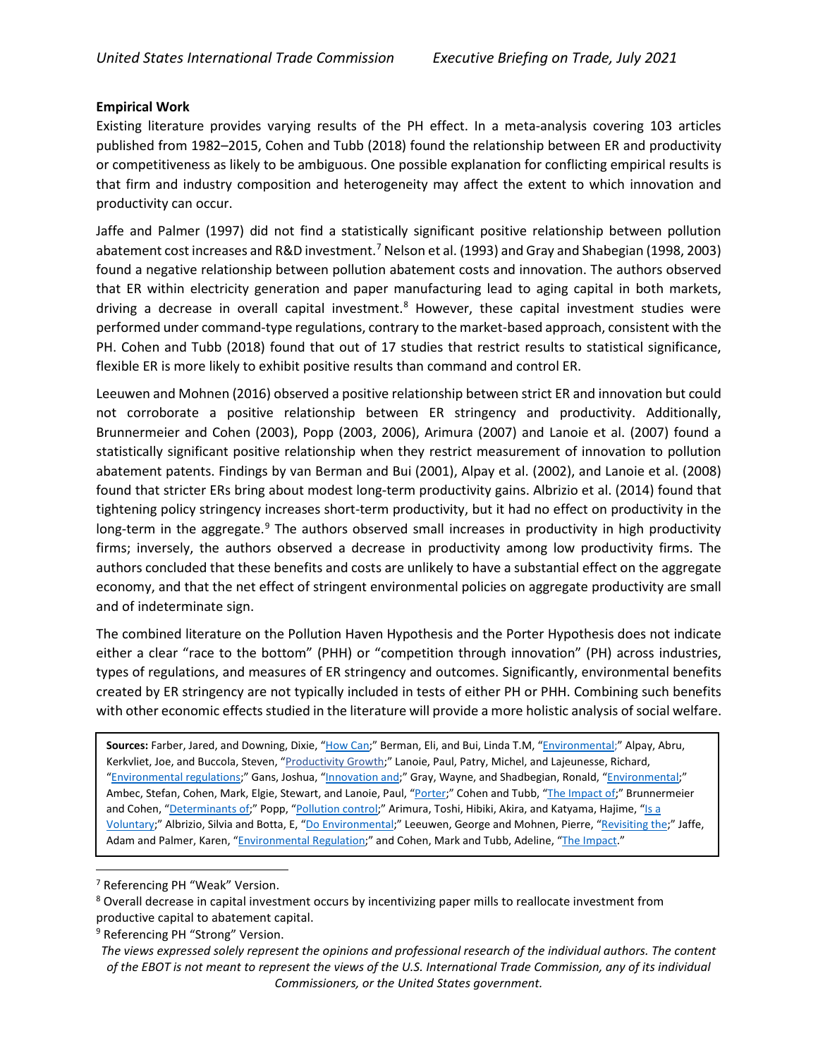**Empirical Work**

Existing literature provides varying results of the PH effect. In a meta-analysis covering 103 articles published from 1982–2015, Cohen and Tubb (2018) found the relationship between ER and productivity or competitiveness as likely to be ambiguous. One possible explanation for conflicting empirical results is that firm and industry composition and heterogeneity may affect the extent to which innovation and productivity can occur.

Jaffe and Palmer (1997) did not find a statistically significant positive relationship between pollution abatement cost increases and R&D investment.[7] Nelson et al. (1993) and Gray and Shabegian (1998, 2003) found a negative relationship between pollution abatement costs and innovation. The authors observed that ER within electricity generation and paper manufacturing lead to aging capital in both markets, driving a decrease in overall capital investment.[8] However, these capital investment studies were performed under command-type regulations, contrary to the market-based approach, consistent with the PH. Cohen and Tubb (2018) found that out of 17 studies that restrict results to statistical significance, flexible ER is more likely to exhibit positive results than command and control ER.

Leeuwen and Mohnen (2016) observed a positive relationship between strict ER and innovation but could not corroborate a positive relationship between ER stringency and productivity. Additionally, Brunnermeier and Cohen (2003), Popp (2003, 2006), Arimura (2007) and Lanoie et al. (2007) found a statistically significant positive relationship when they restrict measurement of innovation to pollution abatement patents. Findings by van Berman and Bui (2001), Alpay et al. (2002), and Lanoie et al. (2008) found that stricter ERs bring about modest long-term productivity gains. Albrizio et al. (2014) found that tightening policy stringency increases short-term productivity, but it had no effect on productivity in the long-term in the aggregate.[9] The authors observed small increases in productivity in high productivity firms; inversely, the authors observed a decrease in productivity among low productivity firms. The authors concluded that these benefits and costs are unlikely to have a substantial effect on the aggregate economy, and that the net effect of stringent environmental policies on aggregate productivity are small and of indeterminate sign.

The combined literature on the Pollution Haven Hypothesis and the Porter Hypothesis does not indicate either a clear "race to the bottom" (PHH) or "competition through innovation" (PH) across industries, types of regulations, and measures of ER stringency and outcomes. Significantly, environmental benefits created by ER stringency are not typically included in tests of either PH or PHH. Combining such benefits with other economic effects studied in the literature will provide a more holistic analysis of social welfare.

**Sources:** Farber, Jared, and Downing, Dixie, "How Can;" Berman, Eli, and Bui, Linda T.M, "Environmental;" Alpay, Abru, Kerkvliet, Joe, and Buccola, Steven, "Productivity Growth;" Lanoie, Paul, Patry, Michel, and Lajeunesse, Richard, "Environmental regulations;" Gans, Joshua, "Innovation and;" Gray, Wayne, and Shadbegian, Ronald, "Environmental;" Ambec, Stefan, Cohen, Mark, Elgie, Stewart, and Lanoie, Paul, "Porter;" Cohen and Tubb, "The Impact of;" Brunnermeier and Cohen, "Determinants of;" Popp, "Pollution control;" Arimura, Toshi, Hibiki, Akira, and Katyama, Hajime, "Is a Voluntary;" Albrizio, Silvia and Botta, E, "Do Environmental;" Leeuwen, George and Mohnen, Pierre, "Revisiting the;" Jaffe, Adam and Palmer, Karen, "Environmental Regulation;" and Cohen, Mark and Tubb, Adeline, "The Impact."

[7] Referencing PH "Weak" Version.

[8] Overall decrease in capital investment occurs by incentivizing paper mills to reallocate investment from productive capital to abatement capital.

[9] Referencing PH "Strong" Version.

*The views expressed solely represent the opinions and professional research of the individual authors. The content of the EBOT is not meant to represent the views of the U.S. International Trade Commission, any of its individual Commissioners, or the United States government.*